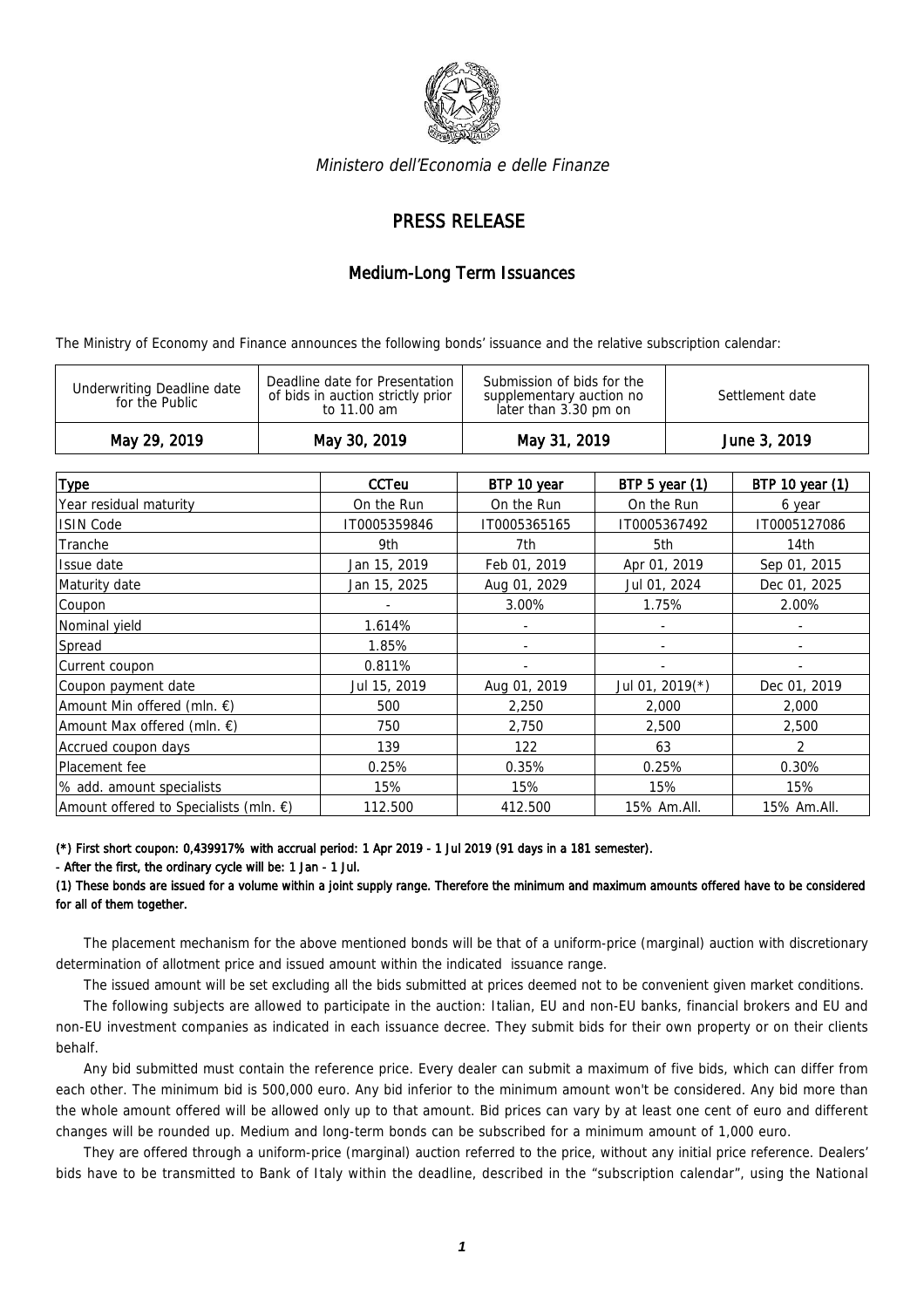*Ministero dell'Economia e delle Finanze*

# PRESS RELEASE

## Medium-Long Term Issuances

The Ministry of Economy and Finance announces the following bonds' issuance and the relative subscription calendar:

| Underwriting Deadline date for the Public | Deadline date for Presentation of bids in auction strictly prior to 11.00 am | Submission of bids for the supplementary auction no later than 3.30 pm on | Settlement date |
|---|---|---|---|
| **May 29, 2019** | **May 30, 2019** | **May 31, 2019** | **June 3, 2019** |

| Type | CCTeu | BTP 10 year | BTP 5 year (1) | BTP 10 year (1) |
|---|---|---|---|---|
| Year residual maturity | On the Run | On the Run | On the Run | 6 year |
| ISIN Code | IT0005359846 | IT0005365165 | IT0005367492 | IT0005127086 |
| Tranche | 9th | 7th | 5th | 14th |
| Issue date | Jan 15, 2019 | Feb 01, 2019 | Apr 01, 2019 | Sep 01, 2015 |
| Maturity date | Jan 15, 2025 | Aug 01, 2029 | Jul 01, 2024 | Dec 01, 2025 |
| Coupon | - | 3.00% | 1.75% | 2.00% |
| Nominal yield | 1.614% | - | - | - |
| Spread | 1.85% | - | - | - |
| Current coupon | 0.811% | - | - | - |
| Coupon payment date | Jul 15, 2019 | Aug 01, 2019 | Jul 01, 2019(*) | Dec 01, 2019 |
| Amount Min offered (mln. €) | 500 | 2,250 | 2,000 | 2,000 |
| Amount Max offered (mln. €) | 750 | 2,750 | 2,500 | 2,500 |
| Accrued coupon days | 139 | 122 | 63 | 2 |
| Placement fee | 0.25% | 0.35% | 0.25% | 0.30% |
| % add. amount specialists | 15% | 15% | 15% | 15% |
| Amount offered to Specialists (mln. €) | 112.500 | 412.500 | 15% Am.All. | 15% Am.All. |

**(\*) First short coupon: 0,439917% with accrual period: 1 Apr 2019 - 1 Jul 2019 (91 days in a 181 semester).**

**- After the first, the ordinary cycle will be: 1 Jan - 1 Jul.**

**(1) These bonds are issued for a volume within a joint supply range. Therefore the minimum and maximum amounts offered have to be considered for all of them together.**

The placement mechanism for the above mentioned bonds will be that of a uniform-price (marginal) auction with discretionary determination of allotment price and issued amount within the indicated issuance range.

The issued amount will be set excluding all the bids submitted at prices deemed not to be convenient given market conditions.

The following subjects are allowed to participate in the auction: Italian, EU and non-EU banks, financial brokers and EU and non-EU investment companies as indicated in each issuance decree. They submit bids for their own property or on their clients behalf.

Any bid submitted must contain the reference price. Every dealer can submit a maximum of five bids, which can differ from each other. The minimum bid is 500,000 euro. Any bid inferior to the minimum amount won't be considered. Any bid more than the whole amount offered will be allowed only up to that amount. Bid prices can vary by at least one cent of euro and different changes will be rounded up. Medium and long-term bonds can be subscribed for a minimum amount of 1,000 euro.

They are offered through a uniform-price (marginal) auction referred to the price, without any initial price reference. Dealers' bids have to be transmitted to Bank of Italy within the deadline, described in the "subscription calendar", using the National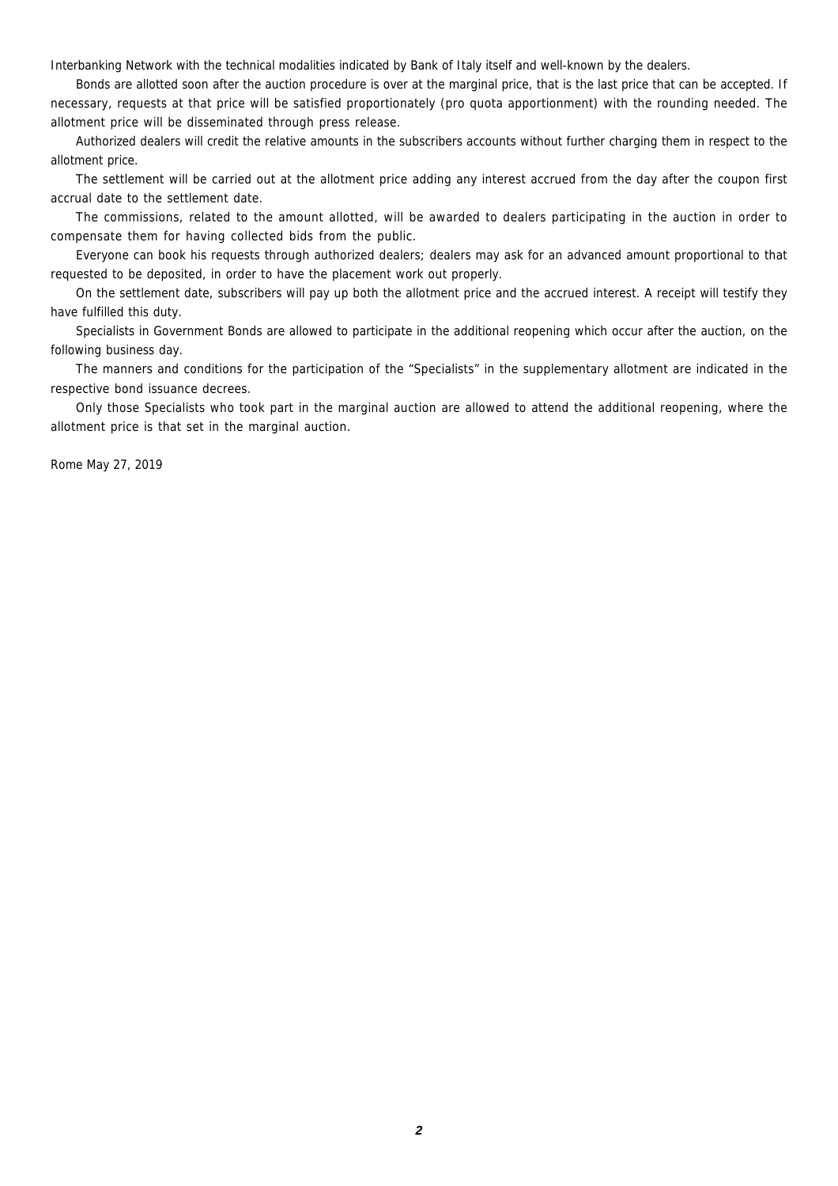Interbanking Network with the technical modalities indicated by Bank of Italy itself and well-known by the dealers.

Bonds are allotted soon after the auction procedure is over at the marginal price, that is the last price that can be accepted. If necessary, requests at that price will be satisfied proportionately (pro quota apportionment) with the rounding needed. The allotment price will be disseminated through press release.

Authorized dealers will credit the relative amounts in the subscribers accounts without further charging them in respect to the allotment price.

The settlement will be carried out at the allotment price adding any interest accrued from the day after the coupon first accrual date to the settlement date.

The commissions, related to the amount allotted, will be awarded to dealers participating in the auction in order to compensate them for having collected bids from the public.

Everyone can book his requests through authorized dealers; dealers may ask for an advanced amount proportional to that requested to be deposited, in order to have the placement work out properly.

On the settlement date, subscribers will pay up both the allotment price and the accrued interest. A receipt will testify they have fulfilled this duty.

Specialists in Government Bonds are allowed to participate in the additional reopening which occur after the auction, on the following business day.

The manners and conditions for the participation of the "Specialists" in the supplementary allotment are indicated in the respective bond issuance decrees.

Only those Specialists who took part in the marginal auction are allowed to attend the additional reopening, where the allotment price is that set in the marginal auction.

Rome May 27, 2019